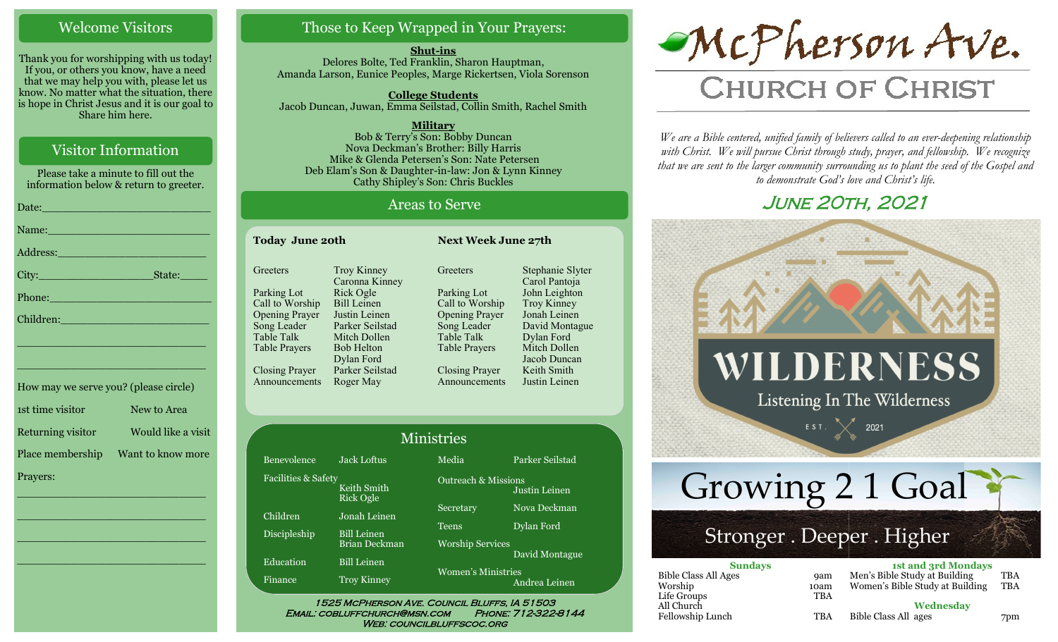## Welcome Visitors

Thank you for worshipping with us today! If you, or others you know, have a need that we may help you with, please let us know. No matter what the situation, there is hope in Christ Jesus and it is our goal to Share him here.

## Visitor Information

Please take a minute to fill out the information below & return to greeter.

Date:_________________________

Name:_________________________

Address:_______________________

City:__________________State:_____

Phone:_________________________

Children:_______________________

_______________________________

_______________________________

How may we serve you? (please circle)

1st time visitor — New to Area

Returning visitor — Would like a visit

Place membership — Want to know more

Prayers:

_______________________________

_______________________________

_______________________________

_______________________________

## Those to Keep Wrapped in Your Prayers:

**Shut-ins**
Delores Bolte, Ted Franklin, Sharon Hauptman, Amanda Larson, Eunice Peoples, Marge Rickertsen, Viola Sorenson

**College Students**
Jacob Duncan, Juwan, Emma Seilstad, Collin Smith, Rachel Smith

**Military**
Bob & Terry's Son: Bobby Duncan
Nova Deckman's Brother: Billy Harris
Mike & Glenda Petersen's Son: Nate Petersen
Deb Elam's Son & Daughter-in-law: Jon & Lynn Kinney
Cathy Shipley's Son: Chris Buckles

## Areas to Serve

| Today June 20th | | Next Week June 27th | |
|---|---|---|---|
| Greeters | Troy Kinney, Caronna Kinney | Greeters | Stephanie Slyter, Carol Pantoja |
| Parking Lot | Rick Ogle | Parking Lot | John Leighton |
| Call to Worship | Bill Leinen | Call to Worship | Troy Kinney |
| Opening Prayer | Justin Leinen | Opening Prayer | Jonah Leinen |
| Song Leader | Parker Seilstad | Song Leader | David Montague |
| Table Talk | Mitch Dollen | Table Talk | Dylan Ford |
| Table Prayers | Bob Helton, Dylan Ford | Table Prayers | Mitch Dollen, Jacob Duncan |
| Closing Prayer | Parker Seilstad | Closing Prayer | Keith Smith |
| Announcements | Roger May | Announcements | Justin Leinen |

## Ministries

| Ministry | Leader | Ministry | Leader |
|---|---|---|---|
| Benevolence | Jack Loftus | Media | Parker Seilstad |
| Facilities & Safety | Keith Smith, Rick Ogle | Outreach & Missions | Justin Leinen |
| Children | Jonah Leinen | Secretary | Nova Deckman |
| Discipleship | Bill Leinen, Brian Deckman | Teens | Dylan Ford |
| Education | Bill Leinen | Worship Services | David Montague |
| Finance | Troy Kinney | Women's Ministries | Andrea Leinen |

1525 McPherson Ave. Council Bluffs, IA 51503
Email: cobluffchurch@msn.com Phone: 712-322-8144
Web: councilbluffscoc.org

# McPherson Ave.
## Church of Christ

*We are a Bible centered, unified family of believers called to an ever-deepening relationship with Christ. We will pursue Christ through study, prayer, and fellowship. We recognize that we are sent to the larger community surrounding us to plant the seed of the Gospel and to demonstrate God's love and Christ's life.*

### June 20th, 2021

WILDERNESS
Listening In The Wilderness
EST. 2021

Growing 2 1 Goal
Stronger . Deeper . Higher

**Sundays**

| | |
|---|---|
| Bible Class All Ages | 9am |
| Worship | 10am |
| Life Groups | TBA |
| All Church Fellowship Lunch | TBA |

**1st and 3rd Mondays**

| | |
|---|---|
| Men's Bible Study at Building | TBA |
| Women's Bible Study at Building | TBA |

**Wednesday**

| | |
|---|---|
| Bible Class All ages | 7pm |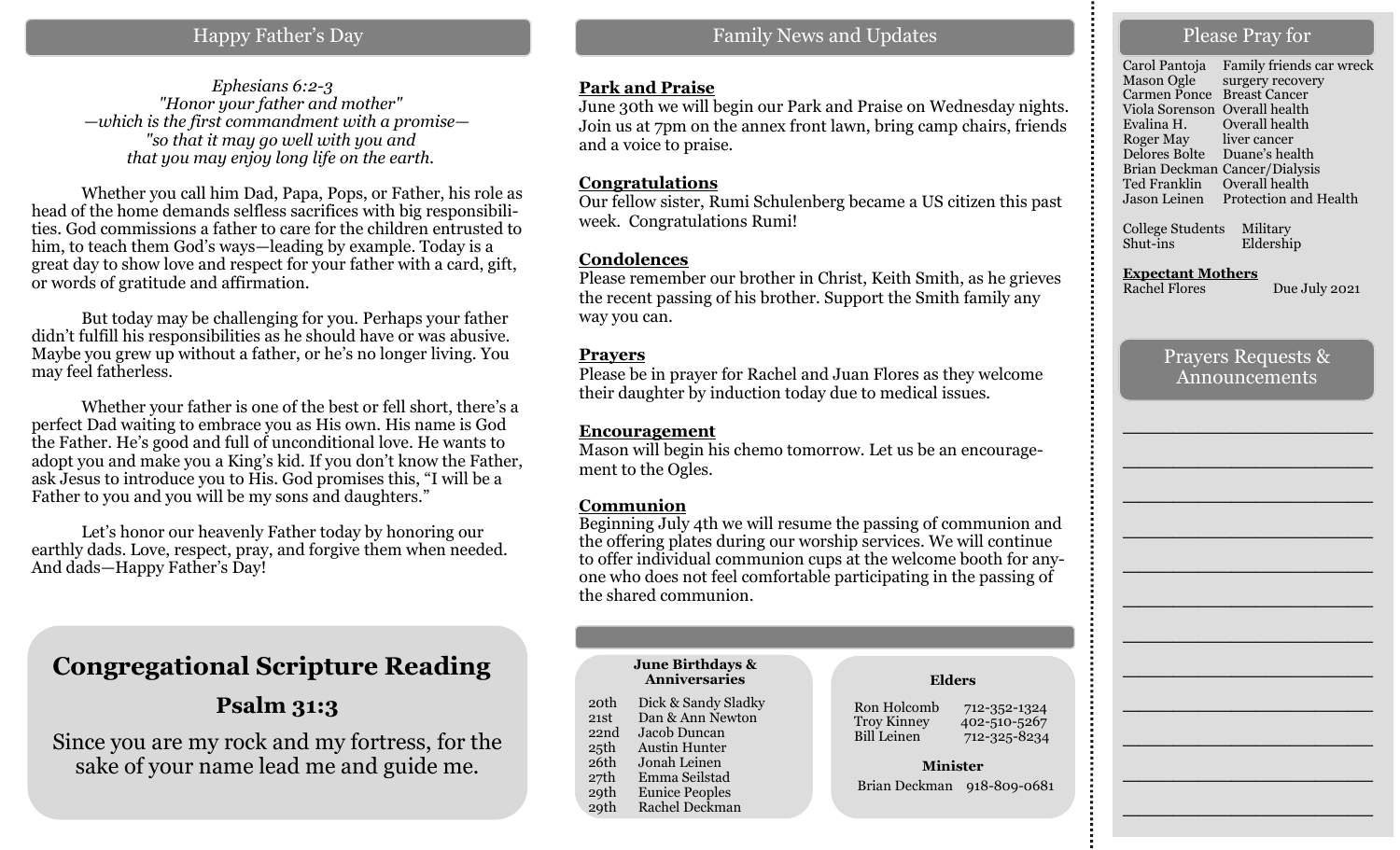## Happy Father's Day

*Ephesians 6:2-3*
*"Honor your father and mother"*
*—which is the first commandment with a promise—*
*"so that it may go well with you and*
*that you may enjoy long life on the earth.*

Whether you call him Dad, Papa, Pops, or Father, his role as head of the home demands selfless sacrifices with big responsibilities. God commissions a father to care for the children entrusted to him, to teach them God's ways—leading by example. Today is a great day to show love and respect for your father with a card, gift, or words of gratitude and affirmation.

But today may be challenging for you. Perhaps your father didn't fulfill his responsibilities as he should have or was abusive. Maybe you grew up without a father, or he's no longer living. You may feel fatherless.

Whether your father is one of the best or fell short, there's a perfect Dad waiting to embrace you as His own. His name is God the Father. He's good and full of unconditional love. He wants to adopt you and make you a King's kid. If you don't know the Father, ask Jesus to introduce you to His. God promises this, "I will be a Father to you and you will be my sons and daughters."

Let's honor our heavenly Father today by honoring our earthly dads. Love, respect, pray, and forgive them when needed. And dads—Happy Father's Day!

## Congregational Scripture Reading

### Psalm 31:3

Since you are my rock and my fortress, for the sake of your name lead me and guide me.

## Family News and Updates

**Park and Praise**
June 30th we will begin our Park and Praise on Wednesday nights. Join us at 7pm on the annex front lawn, bring camp chairs, friends and a voice to praise.

**Congratulations**
Our fellow sister, Rumi Schulenberg became a US citizen this past week. Congratulations Rumi!

**Condolences**
Please remember our brother in Christ, Keith Smith, as he grieves the recent passing of his brother. Support the Smith family any way you can.

**Prayers**
Please be in prayer for Rachel and Juan Flores as they welcome their daughter by induction today due to medical issues.

**Encouragement**
Mason will begin his chemo tomorrow. Let us be an encouragement to the Ogles.

**Communion**
Beginning July 4th we will resume the passing of communion and the offering plates during our worship services. We will continue to offer individual communion cups at the welcome booth for anyone who does not feel comfortable participating in the passing of the shared communion.

### June Birthdays & Anniversaries

| | |
|---|---|
| 20th | Dick & Sandy Sladky |
| 21st | Dan & Ann Newton |
| 22nd | Jacob Duncan |
| 25th | Austin Hunter |
| 26th | Jonah Leinen |
| 27th | Emma Seilstad |
| 29th | Eunice Peoples |
| 29th | Rachel Deckman |

### Elders

| | |
|---|---|
| Ron Holcomb | 712-352-1324 |
| Troy Kinney | 402-510-5267 |
| Bill Leinen | 712-325-8234 |

**Minister**

Brian Deckman 918-809-0681

## Please Pray for

| | |
|---|---|
| Carol Pantoja | Family friends car wreck |
| Mason Ogle | surgery recovery |
| Carmen Ponce | Breast Cancer |
| Viola Sorenson | Overall health |
| Evalina H. | Overall health |
| Roger May | liver cancer |
| Delores Bolte | Duane's health |
| Brian Deckman | Cancer/Dialysis |
| Ted Franklin | Overall health |
| Jason Leinen | Protection and Health |

College Students — Military
Shut-ins — Eldership

**Expectant Mothers**
Rachel Flores — Due July 2021

## Prayers Requests & Announcements

\_\_\_\_\_\_\_\_\_\_\_\_\_\_\_\_\_\_\_\_\_\_\_\_

\_\_\_\_\_\_\_\_\_\_\_\_\_\_\_\_\_\_\_\_\_\_\_\_

\_\_\_\_\_\_\_\_\_\_\_\_\_\_\_\_\_\_\_\_\_\_\_\_

\_\_\_\_\_\_\_\_\_\_\_\_\_\_\_\_\_\_\_\_\_\_\_\_

\_\_\_\_\_\_\_\_\_\_\_\_\_\_\_\_\_\_\_\_\_\_\_\_

\_\_\_\_\_\_\_\_\_\_\_\_\_\_\_\_\_\_\_\_\_\_\_\_

\_\_\_\_\_\_\_\_\_\_\_\_\_\_\_\_\_\_\_\_\_\_\_\_

\_\_\_\_\_\_\_\_\_\_\_\_\_\_\_\_\_\_\_\_\_\_\_\_

\_\_\_\_\_\_\_\_\_\_\_\_\_\_\_\_\_\_\_\_\_\_\_\_

\_\_\_\_\_\_\_\_\_\_\_\_\_\_\_\_\_\_\_\_\_\_\_\_

\_\_\_\_\_\_\_\_\_\_\_\_\_\_\_\_\_\_\_\_\_\_\_\_

\_\_\_\_\_\_\_\_\_\_\_\_\_\_\_\_\_\_\_\_\_\_\_\_